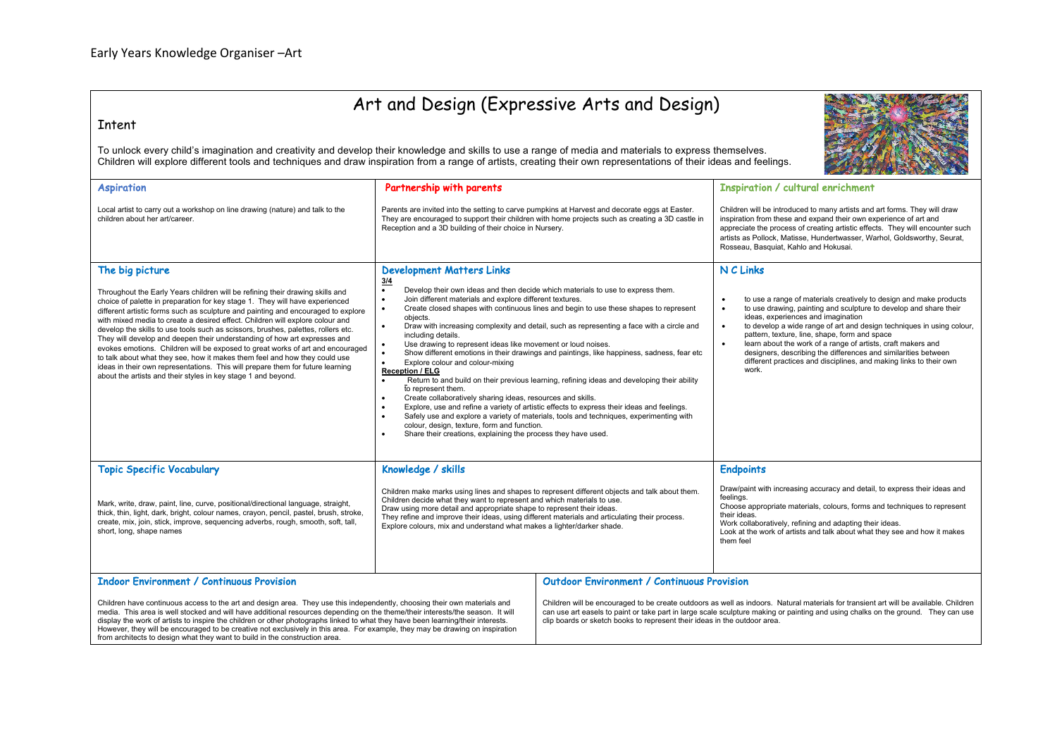# Early Years Knowledge Organiser –Art

## Art and Design (Expressive Arts and Design)

### Intent

To unlock every child's imagination and creativity and develop their knowledge and skills to use a range of media and materials to express themselves. Children will explore different tools and techniques and draw inspiration from a range of artists, creating their own representations of their ideas and feelings.

### Aspiration

Local artist to carry out a workshop on line drawing (nature) and talk to the children about her art/career.

### Partnership with parents

Parents are invited into the setting to carve pumpkins at Harvest and decorate eggs at Easter. They are encouraged to support their children with home projects such as creating a 3D castle in Reception and a 3D building of their choice in Nursery.

### Inspiration / cultural enrichment

Children will be introduced to many artists and art forms. They will draw inspiration from these and expand their own experience of art and appreciate the process of creating artistic effects. They will encounter such artists as Pollock, Matisse, Hundertwasser, Warhol, Goldsworthy, Seurat, Rosseau, Basquiat, Kahlo and Hokusai.

### The big picture

Throughout the Early Years children will be refining their drawing skills and choice of palette in preparation for key stage 1. They will have experienced different artistic forms such as sculpture and painting and encouraged to explore with mixed media to create a desired effect. Children will explore colour and develop the skills to use tools such as scissors, brushes, palettes, rollers etc. They will develop and deepen their understanding of how art expresses and evokes emotions. Children will be exposed to great works of art and encouraged to talk about what they see, how it makes them feel and how they could use ideas in their own representations. This will prepare them for future learning about the artists and their styles in key stage 1 and beyond.

### Development Matters Links

**3/4**

- Develop their own ideas and then decide which materials to use to express them.
- Join different materials and explore different textures.
- Create closed shapes with continuous lines and begin to use these shapes to represent objects.
- Draw with increasing complexity and detail, such as representing a face with a circle and including details.
- Use drawing to represent ideas like movement or loud noises.
- Show different emotions in their drawings and paintings, like happiness, sadness, fear etc
- Explore colour and colour-mixing

**Reception / ELG**

- Return to and build on their previous learning, refining ideas and developing their ability to represent them.
- Create collaboratively sharing ideas, resources and skills.
- Explore, use and refine a variety of artistic effects to express their ideas and feelings.
- Safely use and explore a variety of materials, tools and techniques, experimenting with colour, design, texture, form and function.
- Share their creations, explaining the process they have used.

### N C Links

- to use a range of materials creatively to design and make products
- to use drawing, painting and sculpture to develop and share their ideas, experiences and imagination
- to develop a wide range of art and design techniques in using colour, pattern, texture, line, shape, form and space
- learn about the work of a range of artists, craft makers and designers, describing the differences and similarities between different practices and disciplines, and making links to their own work.

### Topic Specific Vocabulary

Mark, write, draw, paint, line, curve, positional/directional language, straight, thick, thin, light, dark, bright, colour names, crayon, pencil, pastel, brush, stroke, create, mix, join, stick, improve, sequencing adverbs, rough, smooth, soft, tall, short, long, shape names

### Knowledge / skills

Children make marks using lines and shapes to represent different objects and talk about them.
Children decide what they want to represent and which materials to use.
Draw using more detail and appropriate shape to represent their ideas.
They refine and improve their ideas, using different materials and articulating their process.
Explore colours, mix and understand what makes a lighter/darker shade.

### Endpoints

Draw/paint with increasing accuracy and detail, to express their ideas and feelings.
Choose appropriate materials, colours, forms and techniques to represent their ideas.
Work collaboratively, refining and adapting their ideas.
Look at the work of artists and talk about what they see and how it makes them feel

### Indoor Environment / Continuous Provision

Children have continuous access to the art and design area. They use this independently, choosing their own materials and media. This area is well stocked and will have additional resources depending on the theme/their interests/the season. It will display the work of artists to inspire the children or other photographs linked to what they have been learning/their interests. However, they will be encouraged to be creative not exclusively in this area. For example, they may be drawing on inspiration from architects to design what they want to build in the construction area.

### Outdoor Environment / Continuous Provision

Children will be encouraged to be create outdoors as well as indoors. Natural materials for transient art will be available. Children can use art easels to paint or take part in large scale sculpture making or painting and using chalks on the ground. They can use clip boards or sketch books to represent their ideas in the outdoor area.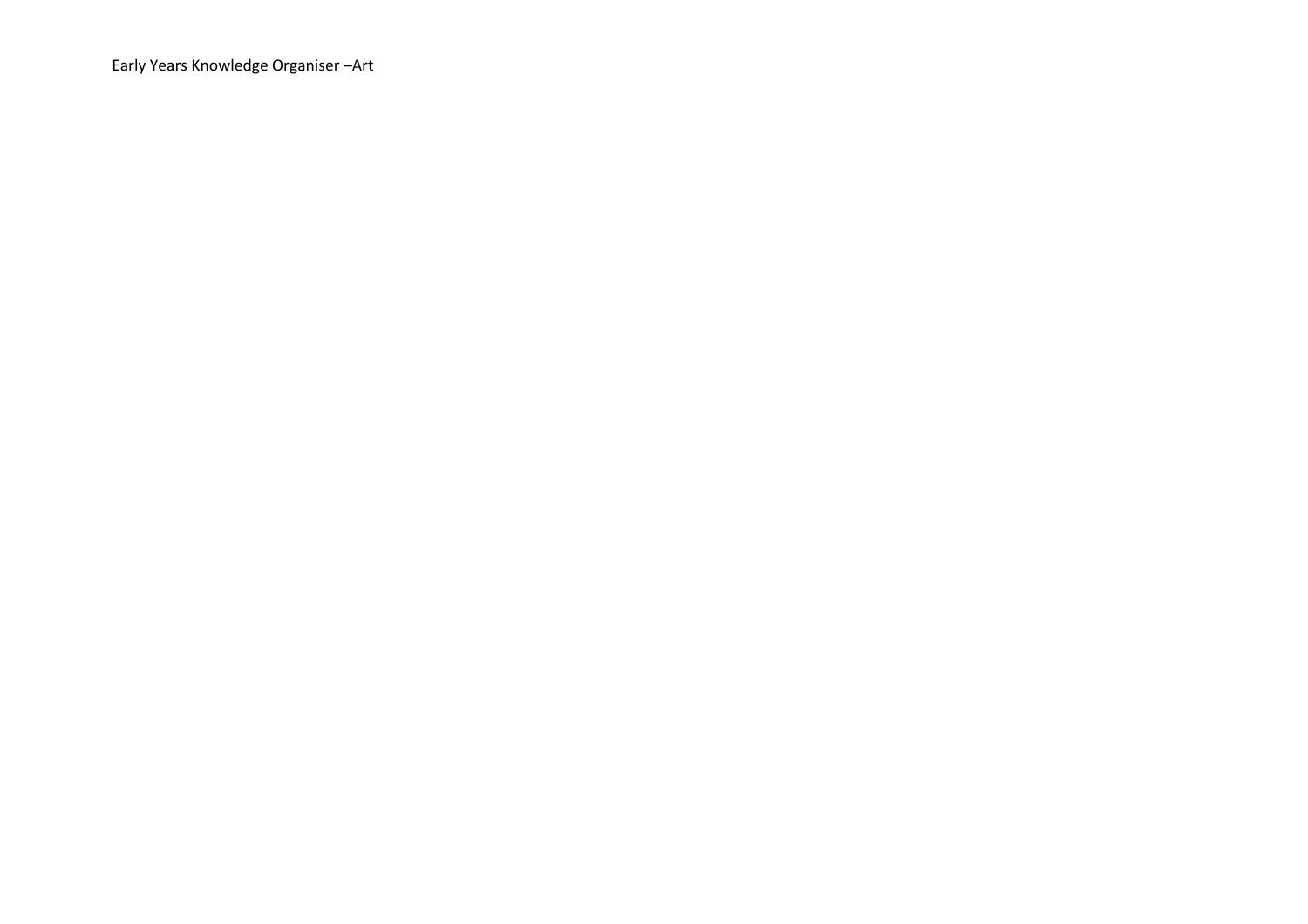Early Years Knowledge Organiser –Art